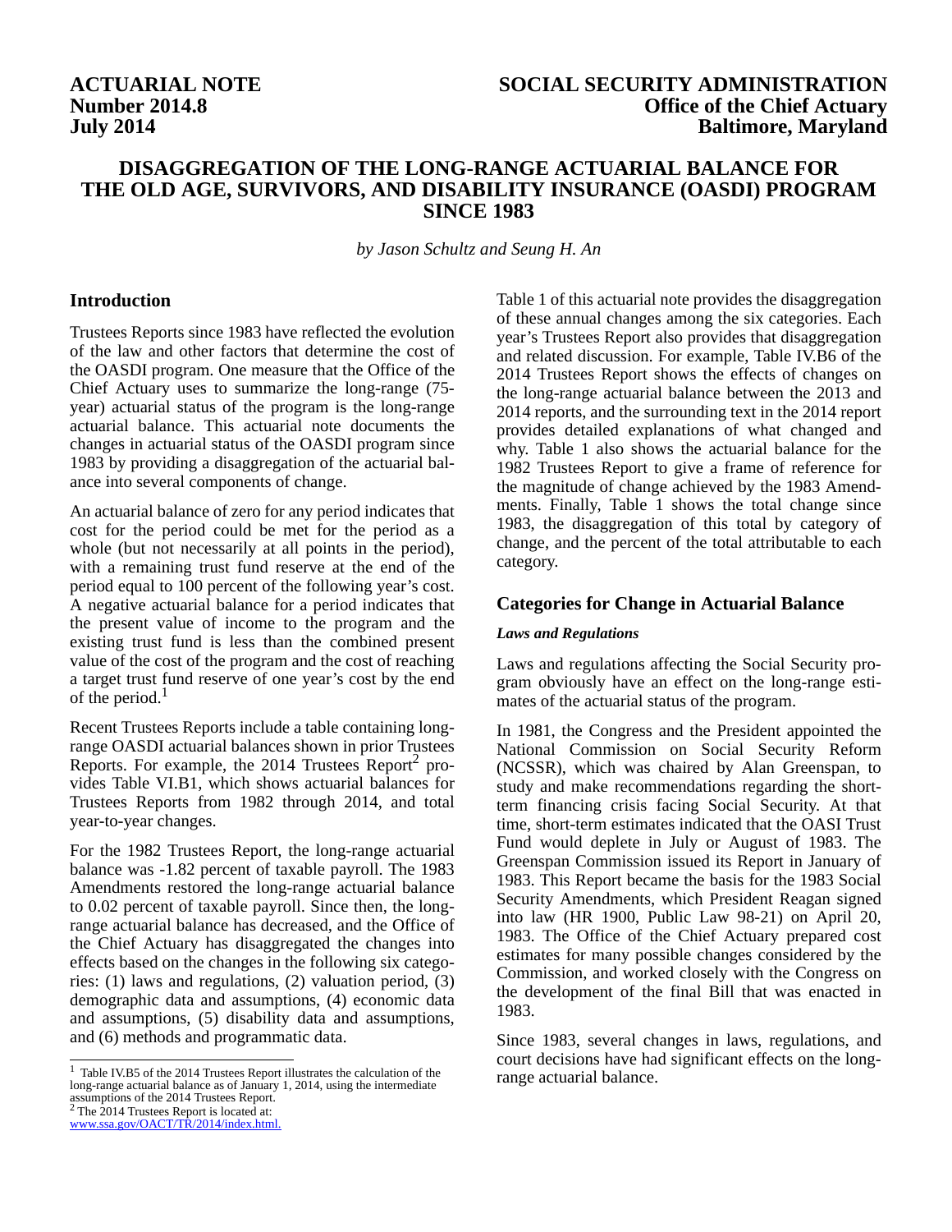**ACTUARIAL NOTE**
**Number 2014.8**
**July 2014**

**SOCIAL SECURITY ADMINISTRATION**
**Office of the Chief Actuary**
**Baltimore, Maryland**

# DISAGGREGATION OF THE LONG-RANGE ACTUARIAL BALANCE FOR THE OLD AGE, SURVIVORS, AND DISABILITY INSURANCE (OASDI) PROGRAM SINCE 1983

*by Jason Schultz and Seung H. An*

## Introduction

Trustees Reports since 1983 have reflected the evolution of the law and other factors that determine the cost of the OASDI program. One measure that the Office of the Chief Actuary uses to summarize the long-range (75-year) actuarial status of the program is the long-range actuarial balance. This actuarial note documents the changes in actuarial status of the OASDI program since 1983 by providing a disaggregation of the actuarial balance into several components of change.

An actuarial balance of zero for any period indicates that cost for the period could be met for the period as a whole (but not necessarily at all points in the period), with a remaining trust fund reserve at the end of the period equal to 100 percent of the following year's cost. A negative actuarial balance for a period indicates that the present value of income to the program and the existing trust fund is less than the combined present value of the cost of the program and the cost of reaching a target trust fund reserve of one year's cost by the end of the period.[1]

Recent Trustees Reports include a table containing long-range OASDI actuarial balances shown in prior Trustees Reports. For example, the 2014 Trustees Report[2] provides Table VI.B1, which shows actuarial balances for Trustees Reports from 1982 through 2014, and total year-to-year changes.

For the 1982 Trustees Report, the long-range actuarial balance was -1.82 percent of taxable payroll. The 1983 Amendments restored the long-range actuarial balance to 0.02 percent of taxable payroll. Since then, the long-range actuarial balance has decreased, and the Office of the Chief Actuary has disaggregated the changes into effects based on the changes in the following six categories: (1) laws and regulations, (2) valuation period, (3) demographic data and assumptions, (4) economic data and assumptions, (5) disability data and assumptions, and (6) methods and programmatic data.

Table 1 of this actuarial note provides the disaggregation of these annual changes among the six categories. Each year's Trustees Report also provides that disaggregation and related discussion. For example, Table IV.B6 of the 2014 Trustees Report shows the effects of changes on the long-range actuarial balance between the 2013 and 2014 reports, and the surrounding text in the 2014 report provides detailed explanations of what changed and why. Table 1 also shows the actuarial balance for the 1982 Trustees Report to give a frame of reference for the magnitude of change achieved by the 1983 Amendments. Finally, Table 1 shows the total change since 1983, the disaggregation of this total by category of change, and the percent of the total attributable to each category.

## Categories for Change in Actuarial Balance

### *Laws and Regulations*

Laws and regulations affecting the Social Security program obviously have an effect on the long-range estimates of the actuarial status of the program.

In 1981, the Congress and the President appointed the National Commission on Social Security Reform (NCSSR), which was chaired by Alan Greenspan, to study and make recommendations regarding the short-term financing crisis facing Social Security. At that time, short-term estimates indicated that the OASI Trust Fund would deplete in July or August of 1983. The Greenspan Commission issued its Report in January of 1983. This Report became the basis for the 1983 Social Security Amendments, which President Reagan signed into law (HR 1900, Public Law 98-21) on April 20, 1983. The Office of the Chief Actuary prepared cost estimates for many possible changes considered by the Commission, and worked closely with the Congress on the development of the final Bill that was enacted in 1983.

Since 1983, several changes in laws, regulations, and court decisions have had significant effects on the long-range actuarial balance.

---

[1] Table IV.B5 of the 2014 Trustees Report illustrates the calculation of the long-range actuarial balance as of January 1, 2014, using the intermediate assumptions of the 2014 Trustees Report.

[2] The 2014 Trustees Report is located at: www.ssa.gov/OACT/TR/2014/index.html.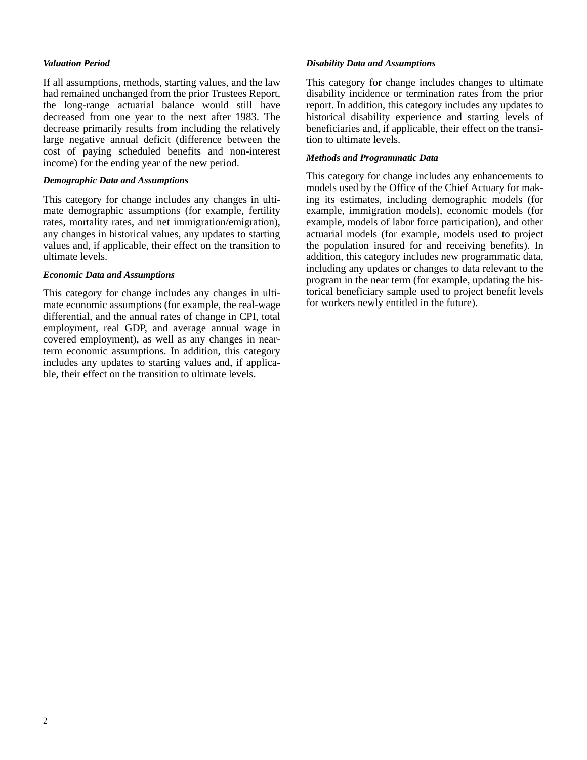*Valuation Period*

If all assumptions, methods, starting values, and the law had remained unchanged from the prior Trustees Report, the long-range actuarial balance would still have decreased from one year to the next after 1983. The decrease primarily results from including the relatively large negative annual deficit (difference between the cost of paying scheduled benefits and non-interest income) for the ending year of the new period.

*Demographic Data and Assumptions*

This category for change includes any changes in ultimate demographic assumptions (for example, fertility rates, mortality rates, and net immigration/emigration), any changes in historical values, any updates to starting values and, if applicable, their effect on the transition to ultimate levels.

*Economic Data and Assumptions*

This category for change includes any changes in ultimate economic assumptions (for example, the real-wage differential, and the annual rates of change in CPI, total employment, real GDP, and average annual wage in covered employment), as well as any changes in near-term economic assumptions. In addition, this category includes any updates to starting values and, if applicable, their effect on the transition to ultimate levels.

*Disability Data and Assumptions*

This category for change includes changes to ultimate disability incidence or termination rates from the prior report. In addition, this category includes any updates to historical disability experience and starting levels of beneficiaries and, if applicable, their effect on the transition to ultimate levels.

*Methods and Programmatic Data*

This category for change includes any enhancements to models used by the Office of the Chief Actuary for making its estimates, including demographic models (for example, immigration models), economic models (for example, models of labor force participation), and other actuarial models (for example, models used to project the population insured for and receiving benefits). In addition, this category includes new programmatic data, including any updates or changes to data relevant to the program in the near term (for example, updating the historical beneficiary sample used to project benefit levels for workers newly entitled in the future).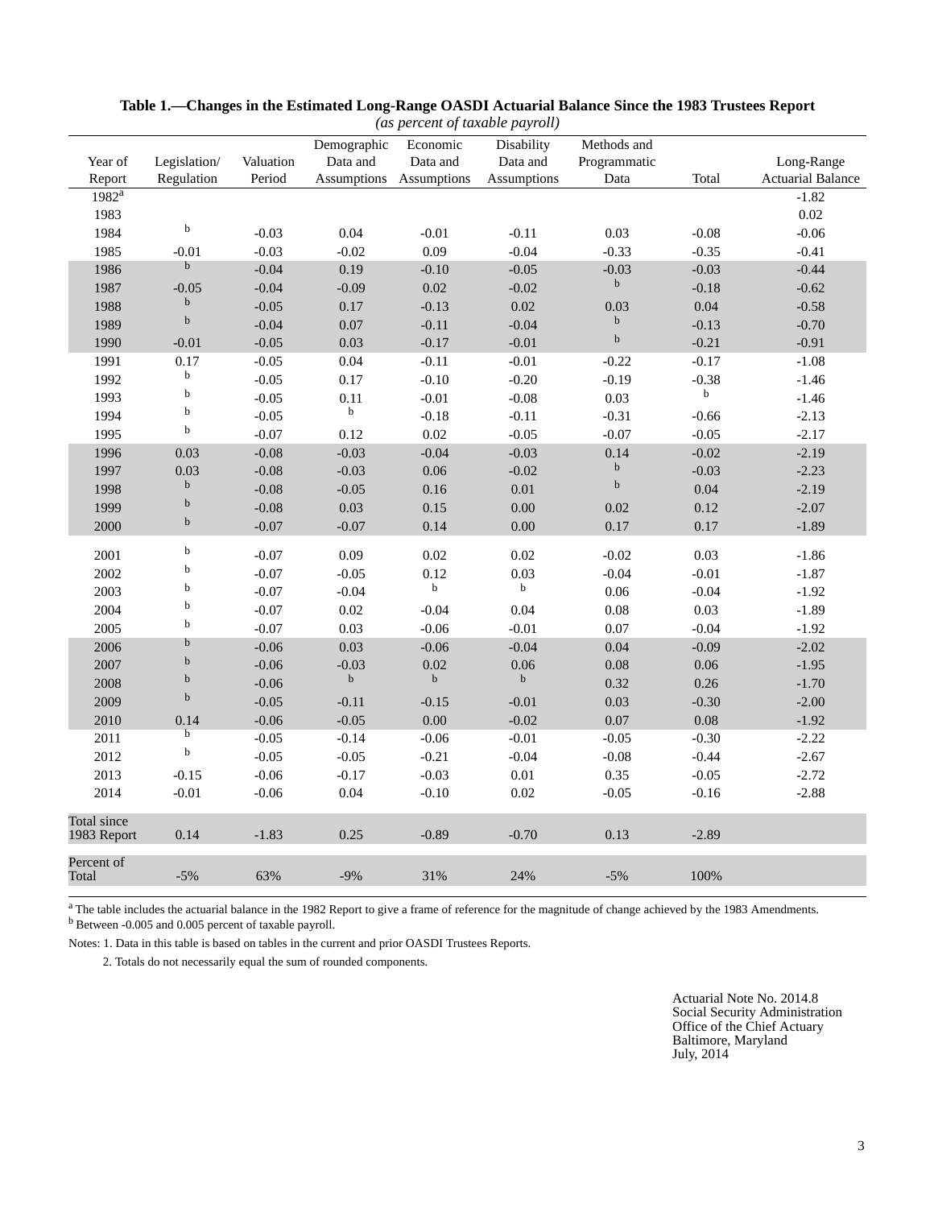**Table 1.—Changes in the Estimated Long-Range OASDI Actuarial Balance Since the 1983 Trustees Report**

*(as percent of taxable payroll)*

| Year of Report | Legislation/ Regulation | Valuation Period | Demographic Data and Assumptions | Economic Data and Assumptions | Disability Data and Assumptions | Methods and Programmatic Data | Total | Long-Range Actuarial Balance |
|---|---|---|---|---|---|---|---|---|
| 1982[a] | | | | | | | | -1.82 |
| 1983 | | | | | | | | 0.02 |
| 1984 | b | -0.03 | 0.04 | -0.01 | -0.11 | 0.03 | -0.08 | -0.06 |
| 1985 | -0.01 | -0.03 | -0.02 | 0.09 | -0.04 | -0.33 | -0.35 | -0.41 |
| 1986 | b | -0.04 | 0.19 | -0.10 | -0.05 | -0.03 | -0.03 | -0.44 |
| 1987 | -0.05 | -0.04 | -0.09 | 0.02 | -0.02 | b | -0.18 | -0.62 |
| 1988 | b | -0.05 | 0.17 | -0.13 | 0.02 | 0.03 | 0.04 | -0.58 |
| 1989 | b | -0.04 | 0.07 | -0.11 | -0.04 | b | -0.13 | -0.70 |
| 1990 | -0.01 | -0.05 | 0.03 | -0.17 | -0.01 | b | -0.21 | -0.91 |
| 1991 | 0.17 | -0.05 | 0.04 | -0.11 | -0.01 | -0.22 | -0.17 | -1.08 |
| 1992 | b | -0.05 | 0.17 | -0.10 | -0.20 | -0.19 | -0.38 | -1.46 |
| 1993 | b | -0.05 | 0.11 | -0.01 | -0.08 | 0.03 | b | -1.46 |
| 1994 | b | -0.05 | b | -0.18 | -0.11 | -0.31 | -0.66 | -2.13 |
| 1995 | b | -0.07 | 0.12 | 0.02 | -0.05 | -0.07 | -0.05 | -2.17 |
| 1996 | 0.03 | -0.08 | -0.03 | -0.04 | -0.03 | 0.14 | -0.02 | -2.19 |
| 1997 | 0.03 | -0.08 | -0.03 | 0.06 | -0.02 | b | -0.03 | -2.23 |
| 1998 | b | -0.08 | -0.05 | 0.16 | 0.01 | b | 0.04 | -2.19 |
| 1999 | b | -0.08 | 0.03 | 0.15 | 0.00 | 0.02 | 0.12 | -2.07 |
| 2000 | b | -0.07 | -0.07 | 0.14 | 0.00 | 0.17 | 0.17 | -1.89 |
| 2001 | b | -0.07 | 0.09 | 0.02 | 0.02 | -0.02 | 0.03 | -1.86 |
| 2002 | b | -0.07 | -0.05 | 0.12 | 0.03 | -0.04 | -0.01 | -1.87 |
| 2003 | b | -0.07 | -0.04 | b | b | 0.06 | -0.04 | -1.92 |
| 2004 | b | -0.07 | 0.02 | -0.04 | 0.04 | 0.08 | 0.03 | -1.89 |
| 2005 | b | -0.07 | 0.03 | -0.06 | -0.01 | 0.07 | -0.04 | -1.92 |
| 2006 | b | -0.06 | 0.03 | -0.06 | -0.04 | 0.04 | -0.09 | -2.02 |
| 2007 | b | -0.06 | -0.03 | 0.02 | 0.06 | 0.08 | 0.06 | -1.95 |
| 2008 | b | -0.06 | b | b | b | 0.32 | 0.26 | -1.70 |
| 2009 | b | -0.05 | -0.11 | -0.15 | -0.01 | 0.03 | -0.30 | -2.00 |
| 2010 | 0.14 | -0.06 | -0.05 | 0.00 | -0.02 | 0.07 | 0.08 | -1.92 |
| 2011 | b | -0.05 | -0.14 | -0.06 | -0.01 | -0.05 | -0.30 | -2.22 |
| 2012 | b | -0.05 | -0.05 | -0.21 | -0.04 | -0.08 | -0.44 | -2.67 |
| 2013 | -0.15 | -0.06 | -0.17 | -0.03 | 0.01 | 0.35 | -0.05 | -2.72 |
| 2014 | -0.01 | -0.06 | 0.04 | -0.10 | 0.02 | -0.05 | -0.16 | -2.88 |
| Total since 1983 Report | 0.14 | -1.83 | 0.25 | -0.89 | -0.70 | 0.13 | -2.89 | |
| Percent of Total | -5% | 63% | -9% | 31% | 24% | -5% | 100% | |

[a] The table includes the actuarial balance in the 1982 Report to give a frame of reference for the magnitude of change achieved by the 1983 Amendments.
[b] Between -0.005 and 0.005 percent of taxable payroll.

Notes: 1. Data in this table is based on tables in the current and prior OASDI Trustees Reports.

2. Totals do not necessarily equal the sum of rounded components.

Actuarial Note No. 2014.8
Social Security Administration
Office of the Chief Actuary
Baltimore, Maryland
July, 2014